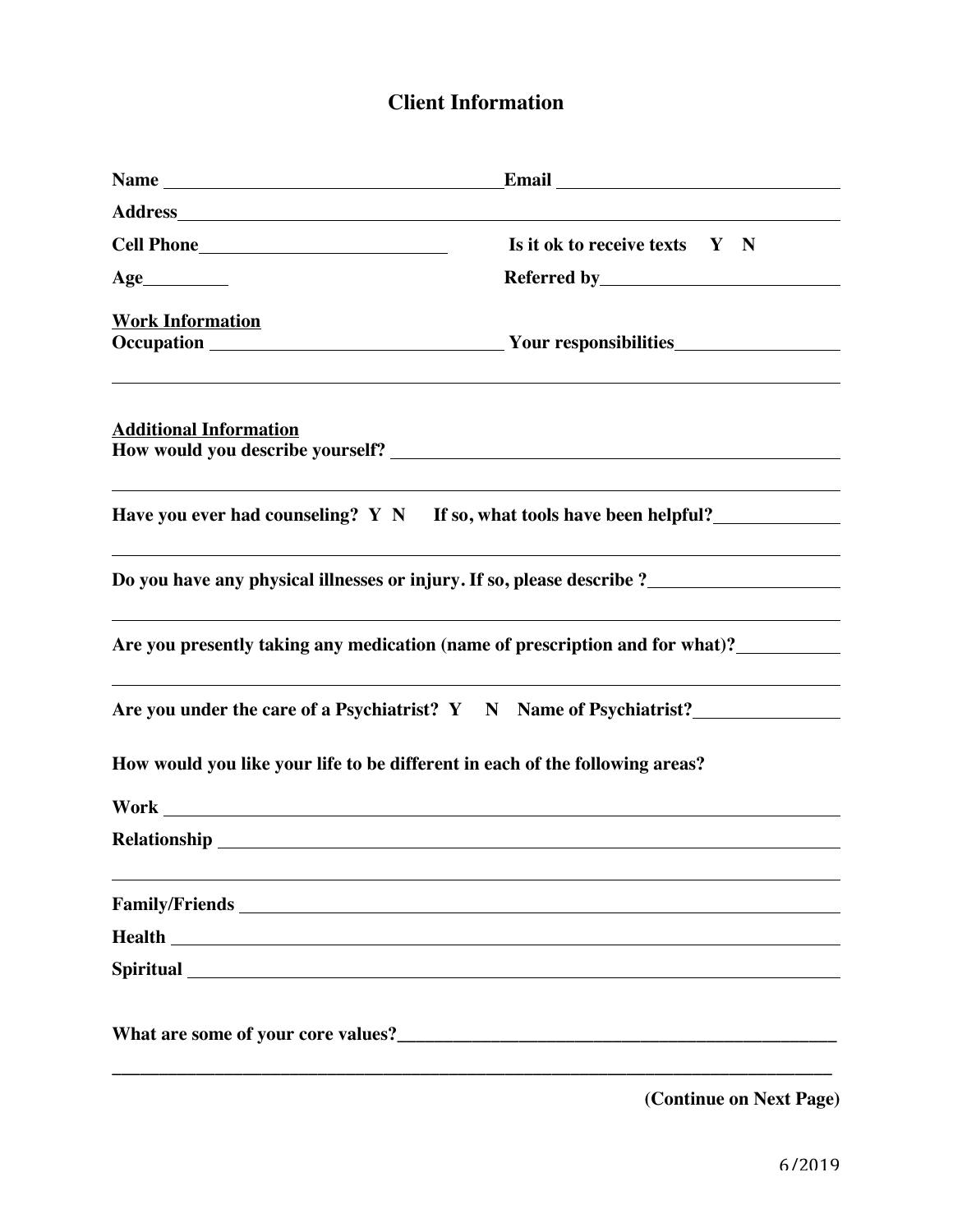# Client Information

**Name** \_\_\_\_\_\_\_\_\_\_\_\_\_\_\_\_\_\_\_\_\_\_\_\_\_\_\_\_\_\_ **Email** \_\_\_\_\_\_\_\_\_\_\_\_\_\_\_\_\_\_\_\_\_\_\_\_\_\_

**Address** \_\_\_\_\_\_\_\_\_\_\_\_\_\_\_\_\_\_\_\_\_\_\_\_\_\_\_\_\_\_\_\_\_\_\_\_\_\_\_\_\_\_\_\_\_\_\_\_\_\_\_\_\_\_\_\_

**Cell Phone** \_\_\_\_\_\_\_\_\_\_\_\_\_\_\_\_\_\_\_\_\_\_\_ **Is it ok to receive texts Y N**

**Age** \_\_\_\_\_\_\_\_ **Referred by** \_\_\_\_\_\_\_\_\_\_\_\_\_\_\_\_\_\_\_\_\_\_

**<u>Work Information</u>**
**Occupation** \_\_\_\_\_\_\_\_\_\_\_\_\_\_\_\_\_\_\_\_\_\_\_\_\_\_ **Your responsibilities** \_\_\_\_\_\_\_\_\_\_\_\_\_\_\_\_

\_\_\_\_\_\_\_\_\_\_\_\_\_\_\_\_\_\_\_\_\_\_\_\_\_\_\_\_\_\_\_\_\_\_\_\_\_\_\_\_\_\_\_\_\_\_\_\_\_\_\_\_\_\_\_\_\_\_\_\_\_\_\_\_\_\_

**<u>Additional Information</u>**
**How would you describe yourself?** \_\_\_\_\_\_\_\_\_\_\_\_\_\_\_\_\_\_\_\_\_\_\_\_\_\_\_\_\_\_\_\_\_\_\_\_\_\_\_\_

\_\_\_\_\_\_\_\_\_\_\_\_\_\_\_\_\_\_\_\_\_\_\_\_\_\_\_\_\_\_\_\_\_\_\_\_\_\_\_\_\_\_\_\_\_\_\_\_\_\_\_\_\_\_\_\_\_\_\_\_\_\_\_\_\_\_

**Have you ever had counseling? Y N If so, what tools have been helpful?** \_\_\_\_\_\_\_\_\_\_\_\_

\_\_\_\_\_\_\_\_\_\_\_\_\_\_\_\_\_\_\_\_\_\_\_\_\_\_\_\_\_\_\_\_\_\_\_\_\_\_\_\_\_\_\_\_\_\_\_\_\_\_\_\_\_\_\_\_\_\_\_\_\_\_\_\_\_\_

**Do you have any physical illnesses or injury. If so, please describe ?** \_\_\_\_\_\_\_\_\_\_\_\_\_\_\_\_\_\_

\_\_\_\_\_\_\_\_\_\_\_\_\_\_\_\_\_\_\_\_\_\_\_\_\_\_\_\_\_\_\_\_\_\_\_\_\_\_\_\_\_\_\_\_\_\_\_\_\_\_\_\_\_\_\_\_\_\_\_\_\_\_\_\_\_\_

**Are you presently taking any medication (name of prescription and for what)?** \_\_\_\_\_\_\_\_\_

\_\_\_\_\_\_\_\_\_\_\_\_\_\_\_\_\_\_\_\_\_\_\_\_\_\_\_\_\_\_\_\_\_\_\_\_\_\_\_\_\_\_\_\_\_\_\_\_\_\_\_\_\_\_\_\_\_\_\_\_\_\_\_\_\_\_

**Are you under the care of a Psychiatrist? Y N Name of Psychiatrist?** \_\_\_\_\_\_\_\_\_\_\_\_\_\_

**How would you like your life to be different in each of the following areas?**

**Work** \_\_\_\_\_\_\_\_\_\_\_\_\_\_\_\_\_\_\_\_\_\_\_\_\_\_\_\_\_\_\_\_\_\_\_\_\_\_\_\_\_\_\_\_\_\_\_\_\_\_\_\_\_\_\_\_\_\_\_\_

**Relationship** \_\_\_\_\_\_\_\_\_\_\_\_\_\_\_\_\_\_\_\_\_\_\_\_\_\_\_\_\_\_\_\_\_\_\_\_\_\_\_\_\_\_\_\_\_\_\_\_\_\_\_\_\_\_\_

\_\_\_\_\_\_\_\_\_\_\_\_\_\_\_\_\_\_\_\_\_\_\_\_\_\_\_\_\_\_\_\_\_\_\_\_\_\_\_\_\_\_\_\_\_\_\_\_\_\_\_\_\_\_\_\_\_\_\_\_\_\_\_\_\_\_

**Family/Friends** \_\_\_\_\_\_\_\_\_\_\_\_\_\_\_\_\_\_\_\_\_\_\_\_\_\_\_\_\_\_\_\_\_\_\_\_\_\_\_\_\_\_\_\_\_\_\_\_\_\_\_\_\_

**Health** \_\_\_\_\_\_\_\_\_\_\_\_\_\_\_\_\_\_\_\_\_\_\_\_\_\_\_\_\_\_\_\_\_\_\_\_\_\_\_\_\_\_\_\_\_\_\_\_\_\_\_\_\_\_\_\_\_\_\_

**Spiritual** \_\_\_\_\_\_\_\_\_\_\_\_\_\_\_\_\_\_\_\_\_\_\_\_\_\_\_\_\_\_\_\_\_\_\_\_\_\_\_\_\_\_\_\_\_\_\_\_\_\_\_\_\_\_\_\_\_\_

**What are some of your core values?** \_\_\_\_\_\_\_\_\_\_\_\_\_\_\_\_\_\_\_\_\_\_\_\_\_\_\_\_\_\_\_\_\_\_\_\_\_\_\_\_

\_\_\_\_\_\_\_\_\_\_\_\_\_\_\_\_\_\_\_\_\_\_\_\_\_\_\_\_\_\_\_\_\_\_\_\_\_\_\_\_\_\_\_\_\_\_\_\_\_\_\_\_\_\_\_\_\_\_\_\_\_\_\_\_\_\_

**(Continue on Next Page)**

6/2019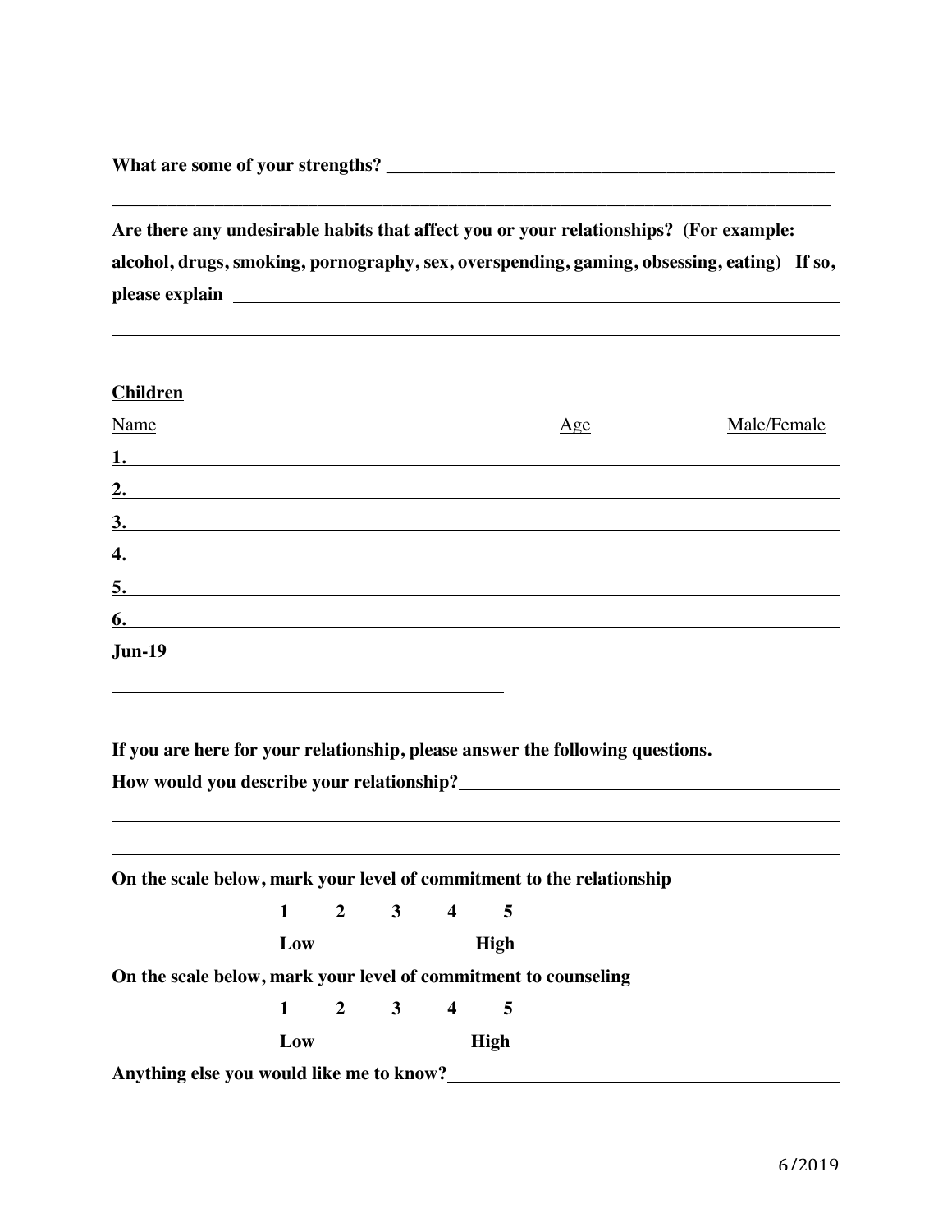**What are some of your strengths?** ______________________________________________

______________________________________________________________________________

**Are there any undesirable habits that affect you or your relationships? (For example: alcohol, drugs, smoking, pornography, sex, overspending, gaming, obsessing, eating) If so, please explain** ______________________________________________

______________________________________________________________________________

**Children**

| Name | Age | Male/Female |
|---|---|---|
| **1.** | | |
| **2.** | | |
| **3.** | | |
| **4.** | | |
| **5.** | | |
| **6.** | | |
| **Jun-19** | | |

**If you are here for your relationship, please answer the following questions.**

**How would you describe your relationship?** ______________________________________________

______________________________________________________________________________

______________________________________________________________________________

**On the scale below, mark your level of commitment to the relationship**

**1 2 3 4 5**

**Low High**

**On the scale below, mark your level of commitment to counseling**

**1 2 3 4 5**

**Low High**

**Anything else you would like me to know?** ______________________________________________

______________________________________________________________________________

6/2019